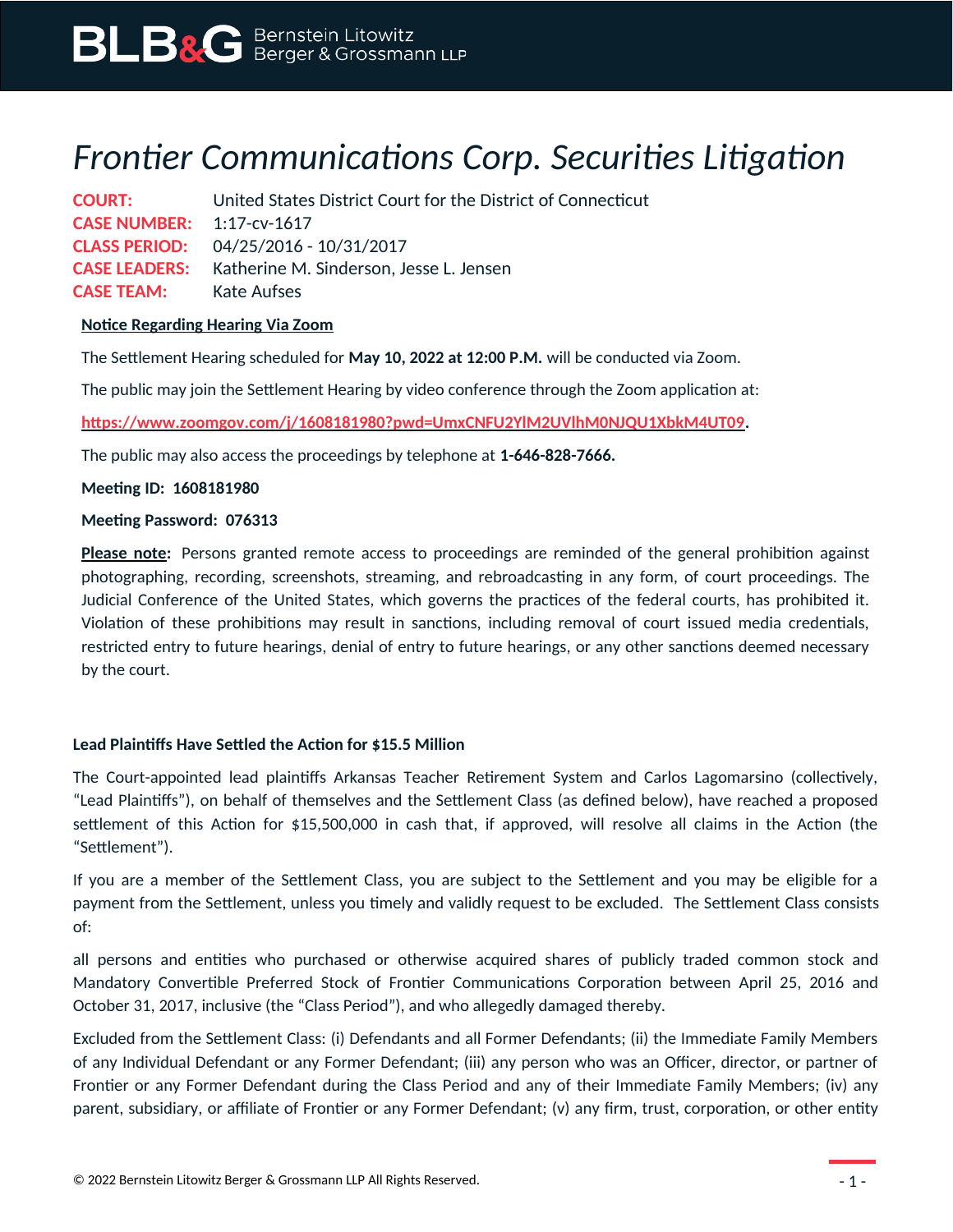# Frontier Communications Corp. Securities Litigation

**COURT:** United States District Court for the District of Connecticut
**CASE NUMBER:** 1:17-cv-1617
**CLASS PERIOD:** 04/25/2016 - 10/31/2017
**CASE LEADERS:** Katherine M. Sinderson, Jesse L. Jensen
**CASE TEAM:** Kate Aufses

**Notice Regarding Hearing Via Zoom**

The Settlement Hearing scheduled for **May 10, 2022 at 12:00 P.M.** will be conducted via Zoom.

The public may join the Settlement Hearing by video conference through the Zoom application at:

https://www.zoomgov.com/j/1608181980?pwd=UmxCNFU2YlM2UVlhM0NJQU1XbkM4UT09.

The public may also access the proceedings by telephone at **1-646-828-7666.**

**Meeting ID: 1608181980**

**Meeting Password: 076313**

**Please note:** Persons granted remote access to proceedings are reminded of the general prohibition against photographing, recording, screenshots, streaming, and rebroadcasting in any form, of court proceedings. The Judicial Conference of the United States, which governs the practices of the federal courts, has prohibited it. Violation of these prohibitions may result in sanctions, including removal of court issued media credentials, restricted entry to future hearings, denial of entry to future hearings, or any other sanctions deemed necessary by the court.

**Lead Plaintiffs Have Settled the Action for $15.5 Million**

The Court-appointed lead plaintiffs Arkansas Teacher Retirement System and Carlos Lagomarsino (collectively, "Lead Plaintiffs"), on behalf of themselves and the Settlement Class (as defined below), have reached a proposed settlement of this Action for $15,500,000 in cash that, if approved, will resolve all claims in the Action (the "Settlement").

If you are a member of the Settlement Class, you are subject to the Settlement and you may be eligible for a payment from the Settlement, unless you timely and validly request to be excluded. The Settlement Class consists of:

all persons and entities who purchased or otherwise acquired shares of publicly traded common stock and Mandatory Convertible Preferred Stock of Frontier Communications Corporation between April 25, 2016 and October 31, 2017, inclusive (the "Class Period"), and who allegedly damaged thereby.

Excluded from the Settlement Class: (i) Defendants and all Former Defendants; (ii) the Immediate Family Members of any Individual Defendant or any Former Defendant; (iii) any person who was an Officer, director, or partner of Frontier or any Former Defendant during the Class Period and any of their Immediate Family Members; (iv) any parent, subsidiary, or affiliate of Frontier or any Former Defendant; (v) any firm, trust, corporation, or other entity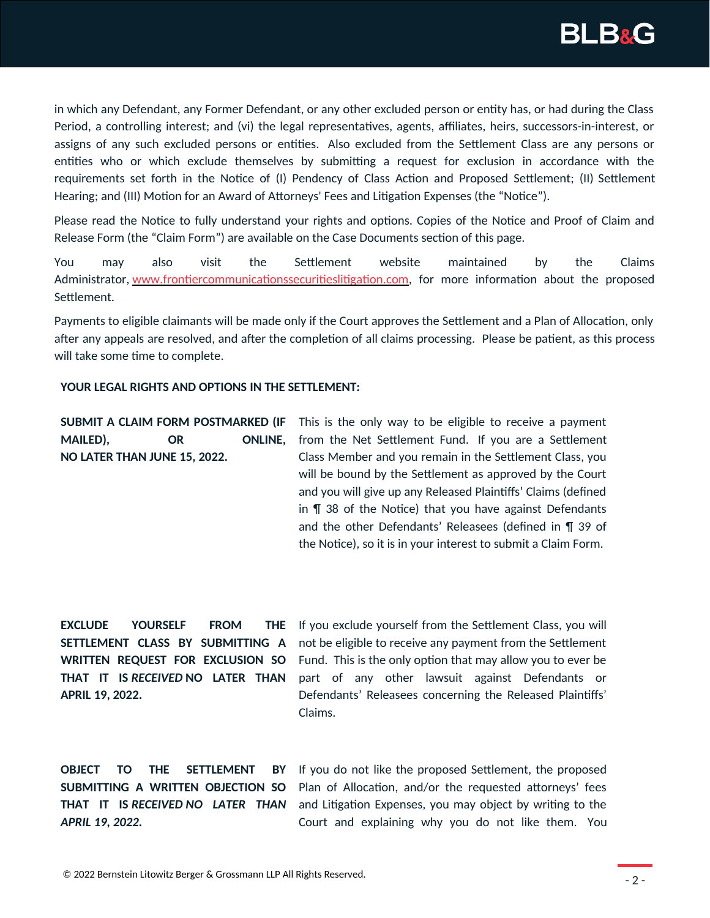in which any Defendant, any Former Defendant, or any other excluded person or entity has, or had during the Class Period, a controlling interest; and (vi) the legal representatives, agents, affiliates, heirs, successors-in-interest, or assigns of any such excluded persons or entities. Also excluded from the Settlement Class are any persons or entities who or which exclude themselves by submitting a request for exclusion in accordance with the requirements set forth in the Notice of (I) Pendency of Class Action and Proposed Settlement; (II) Settlement Hearing; and (III) Motion for an Award of Attorneys' Fees and Litigation Expenses (the "Notice").

Please read the Notice to fully understand your rights and options. Copies of the Notice and Proof of Claim and Release Form (the "Claim Form") are available on the Case Documents section of this page.

You may also visit the Settlement website maintained by the Claims Administrator, [www.frontiercommunicationssecuritieslitigation.com](http://www.frontiercommunicationssecuritieslitigation.com), for more information about the proposed Settlement.

Payments to eligible claimants will be made only if the Court approves the Settlement and a Plan of Allocation, only after any appeals are resolved, and after the completion of all claims processing. Please be patient, as this process will take some time to complete.

**YOUR LEGAL RIGHTS AND OPTIONS IN THE SETTLEMENT:**

| | |
|---|---|
| **SUBMIT A CLAIM FORM POSTMARKED (IF MAILED), OR ONLINE, NO LATER THAN JUNE 15, 2022.** | This is the only way to be eligible to receive a payment from the Net Settlement Fund. If you are a Settlement Class Member and you remain in the Settlement Class, you will be bound by the Settlement as approved by the Court and you will give up any Released Plaintiffs' Claims (defined in ¶ 38 of the Notice) that you have against Defendants and the other Defendants' Releasees (defined in ¶ 39 of the Notice), so it is in your interest to submit a Claim Form. |
| **EXCLUDE YOURSELF FROM THE SETTLEMENT CLASS BY SUBMITTING A WRITTEN REQUEST FOR EXCLUSION SO THAT IT IS *RECEIVED* NO LATER THAN APRIL 19, 2022.** | If you exclude yourself from the Settlement Class, you will not be eligible to receive any payment from the Settlement Fund. This is the only option that may allow you to ever be part of any other lawsuit against Defendants or Defendants' Releasees concerning the Released Plaintiffs' Claims. |
| **OBJECT TO THE SETTLEMENT BY SUBMITTING A WRITTEN OBJECTION SO THAT IT IS *RECEIVED NO LATER THAN APRIL 19, 2022.*** | If you do not like the proposed Settlement, the proposed Plan of Allocation, and/or the requested attorneys' fees and Litigation Expenses, you may object by writing to the Court and explaining why you do not like them. You |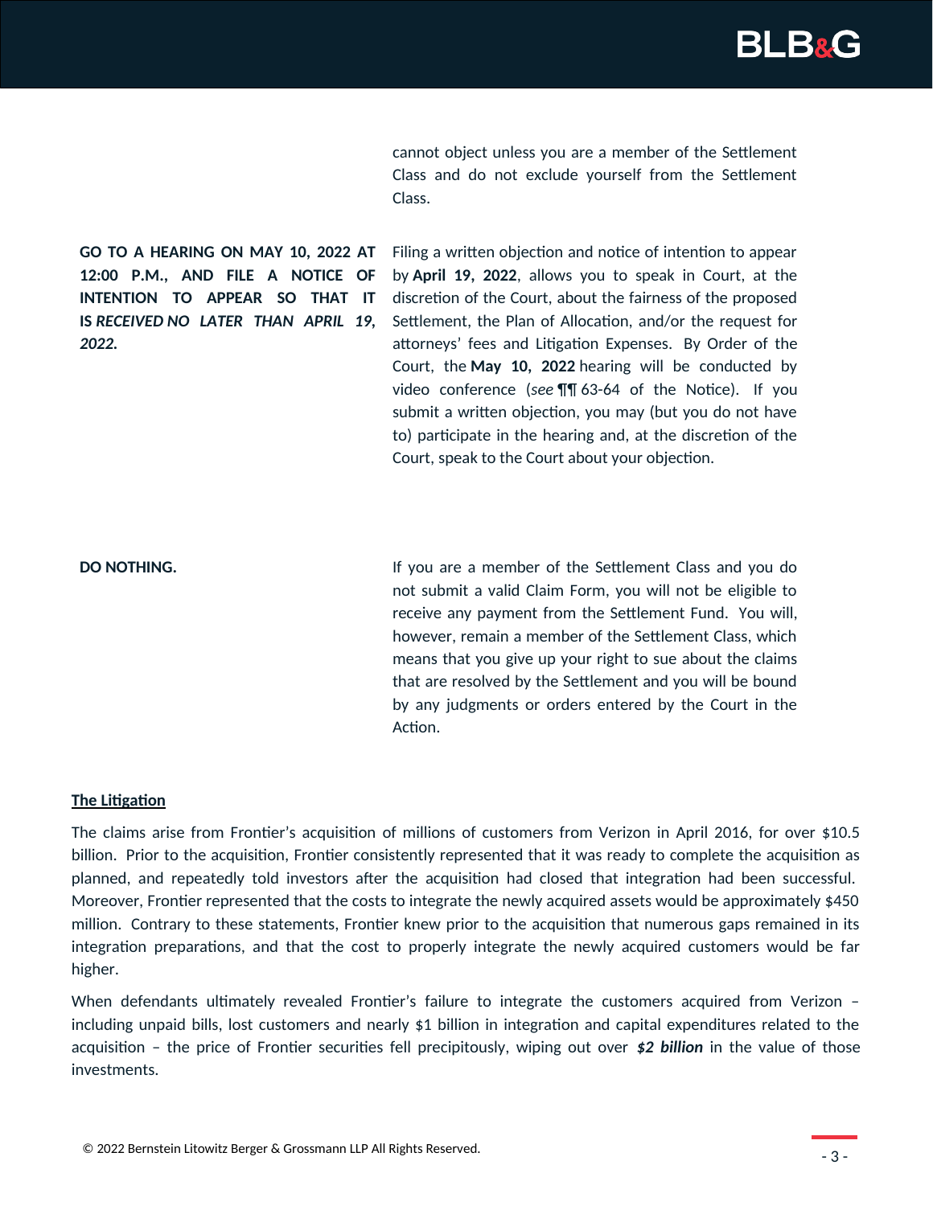| | |
|---|---|
| | cannot object unless you are a member of the Settlement Class and do not exclude yourself from the Settlement Class. |
| **GO TO A HEARING ON MAY 10, 2022 AT 12:00 P.M., AND FILE A NOTICE OF INTENTION TO APPEAR SO THAT IT IS *RECEIVED NO LATER THAN APRIL 19, 2022.*** | Filing a written objection and notice of intention to appear by **April 19, 2022**, allows you to speak in Court, at the discretion of the Court, about the fairness of the proposed Settlement, the Plan of Allocation, and/or the request for attorneys' fees and Litigation Expenses. By Order of the Court, the **May 10, 2022** hearing will be conducted by video conference (*see* ¶¶ 63-64 of the Notice). If you submit a written objection, you may (but you do not have to) participate in the hearing and, at the discretion of the Court, speak to the Court about your objection. |
| **DO NOTHING.** | If you are a member of the Settlement Class and you do not submit a valid Claim Form, you will not be eligible to receive any payment from the Settlement Fund. You will, however, remain a member of the Settlement Class, which means that you give up your right to sue about the claims that are resolved by the Settlement and you will be bound by any judgments or orders entered by the Court in the Action. |

**The Litigation**

The claims arise from Frontier's acquisition of millions of customers from Verizon in April 2016, for over $10.5 billion. Prior to the acquisition, Frontier consistently represented that it was ready to complete the acquisition as planned, and repeatedly told investors after the acquisition had closed that integration had been successful. Moreover, Frontier represented that the costs to integrate the newly acquired assets would be approximately $450 million. Contrary to these statements, Frontier knew prior to the acquisition that numerous gaps remained in its integration preparations, and that the cost to properly integrate the newly acquired customers would be far higher.

When defendants ultimately revealed Frontier's failure to integrate the customers acquired from Verizon – including unpaid bills, lost customers and nearly $1 billion in integration and capital expenditures related to the acquisition – the price of Frontier securities fell precipitously, wiping out over ***$2 billion*** in the value of those investments.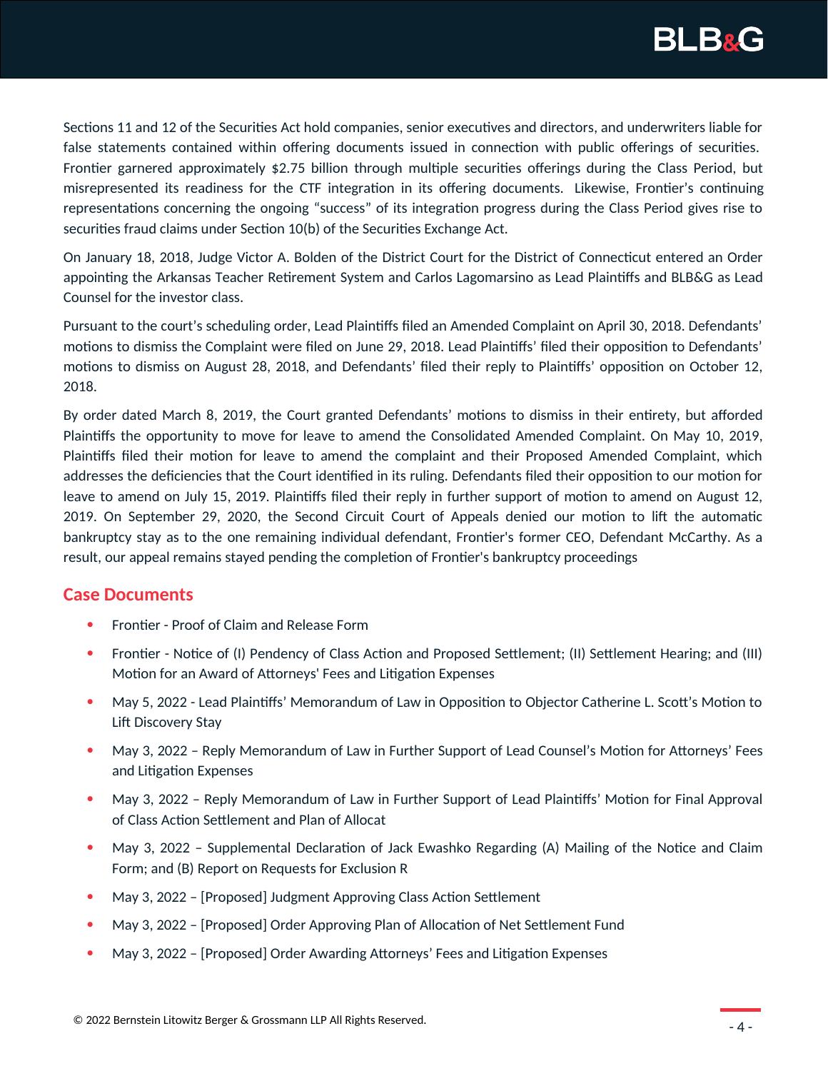Sections 11 and 12 of the Securities Act hold companies, senior executives and directors, and underwriters liable for false statements contained within offering documents issued in connection with public offerings of securities. Frontier garnered approximately $2.75 billion through multiple securities offerings during the Class Period, but misrepresented its readiness for the CTF integration in its offering documents. Likewise, Frontier's continuing representations concerning the ongoing "success" of its integration progress during the Class Period gives rise to securities fraud claims under Section 10(b) of the Securities Exchange Act.

On January 18, 2018, Judge Victor A. Bolden of the District Court for the District of Connecticut entered an Order appointing the Arkansas Teacher Retirement System and Carlos Lagomarsino as Lead Plaintiffs and BLB&G as Lead Counsel for the investor class.

Pursuant to the court's scheduling order, Lead Plaintiffs filed an Amended Complaint on April 30, 2018. Defendants' motions to dismiss the Complaint were filed on June 29, 2018. Lead Plaintiffs' filed their opposition to Defendants' motions to dismiss on August 28, 2018, and Defendants' filed their reply to Plaintiffs' opposition on October 12, 2018.

By order dated March 8, 2019, the Court granted Defendants' motions to dismiss in their entirety, but afforded Plaintiffs the opportunity to move for leave to amend the Consolidated Amended Complaint. On May 10, 2019, Plaintiffs filed their motion for leave to amend the complaint and their Proposed Amended Complaint, which addresses the deficiencies that the Court identified in its ruling. Defendants filed their opposition to our motion for leave to amend on July 15, 2019. Plaintiffs filed their reply in further support of motion to amend on August 12, 2019. On September 29, 2020, the Second Circuit Court of Appeals denied our motion to lift the automatic bankruptcy stay as to the one remaining individual defendant, Frontier's former CEO, Defendant McCarthy. As a result, our appeal remains stayed pending the completion of Frontier's bankruptcy proceedings

## Case Documents

- Frontier - Proof of Claim and Release Form
- Frontier - Notice of (I) Pendency of Class Action and Proposed Settlement; (II) Settlement Hearing; and (III) Motion for an Award of Attorneys' Fees and Litigation Expenses
- May 5, 2022 - Lead Plaintiffs' Memorandum of Law in Opposition to Objector Catherine L. Scott's Motion to Lift Discovery Stay
- May 3, 2022 – Reply Memorandum of Law in Further Support of Lead Counsel's Motion for Attorneys' Fees and Litigation Expenses
- May 3, 2022 – Reply Memorandum of Law in Further Support of Lead Plaintiffs' Motion for Final Approval of Class Action Settlement and Plan of Allocat
- May 3, 2022 – Supplemental Declaration of Jack Ewashko Regarding (A) Mailing of the Notice and Claim Form; and (B) Report on Requests for Exclusion R
- May 3, 2022 – [Proposed] Judgment Approving Class Action Settlement
- May 3, 2022 – [Proposed] Order Approving Plan of Allocation of Net Settlement Fund
- May 3, 2022 – [Proposed] Order Awarding Attorneys' Fees and Litigation Expenses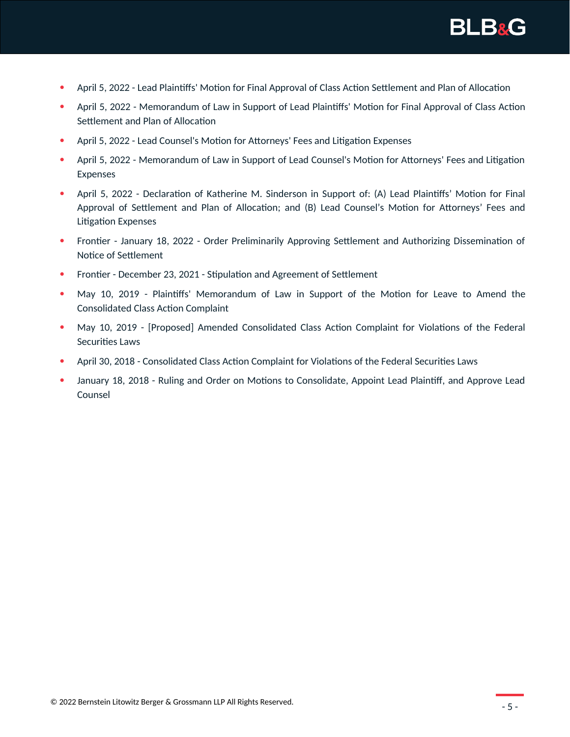- April 5, 2022 - Lead Plaintiffs' Motion for Final Approval of Class Action Settlement and Plan of Allocation
- April 5, 2022 - Memorandum of Law in Support of Lead Plaintiffs' Motion for Final Approval of Class Action Settlement and Plan of Allocation
- April 5, 2022 - Lead Counsel's Motion for Attorneys' Fees and Litigation Expenses
- April 5, 2022 - Memorandum of Law in Support of Lead Counsel's Motion for Attorneys' Fees and Litigation Expenses
- April 5, 2022 - Declaration of Katherine M. Sinderson in Support of: (A) Lead Plaintiffs' Motion for Final Approval of Settlement and Plan of Allocation; and (B) Lead Counsel's Motion for Attorneys' Fees and Litigation Expenses
- Frontier - January 18, 2022 - Order Preliminarily Approving Settlement and Authorizing Dissemination of Notice of Settlement
- Frontier - December 23, 2021 - Stipulation and Agreement of Settlement
- May 10, 2019 - Plaintiffs' Memorandum of Law in Support of the Motion for Leave to Amend the Consolidated Class Action Complaint
- May 10, 2019 - [Proposed] Amended Consolidated Class Action Complaint for Violations of the Federal Securities Laws
- April 30, 2018 - Consolidated Class Action Complaint for Violations of the Federal Securities Laws
- January 18, 2018 - Ruling and Order on Motions to Consolidate, Appoint Lead Plaintiff, and Approve Lead Counsel